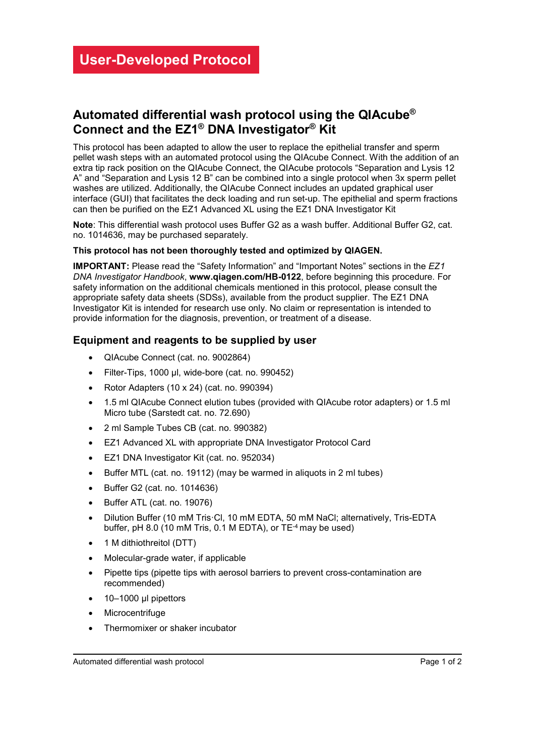**User-Developed Protocol**

# Automated differential wash protocol using the QIAcube® Connect and the EZ1® DNA Investigator® Kit

This protocol has been adapted to allow the user to replace the epithelial transfer and sperm pellet wash steps with an automated protocol using the QIAcube Connect. With the addition of an extra tip rack position on the QIAcube Connect, the QIAcube protocols "Separation and Lysis 12 A" and "Separation and Lysis 12 B" can be combined into a single protocol when 3x sperm pellet washes are utilized. Additionally, the QIAcube Connect includes an updated graphical user interface (GUI) that facilitates the deck loading and run set-up. The epithelial and sperm fractions can then be purified on the EZ1 Advanced XL using the EZ1 DNA Investigator Kit

**Note**: This differential wash protocol uses Buffer G2 as a wash buffer. Additional Buffer G2, cat. no. 1014636, may be purchased separately.

**This protocol has not been thoroughly tested and optimized by QIAGEN.**

**IMPORTANT:** Please read the "Safety Information" and "Important Notes" sections in the *EZ1 DNA Investigator Handbook*, **www.qiagen.com/HB-0122**, before beginning this procedure. For safety information on the additional chemicals mentioned in this protocol, please consult the appropriate safety data sheets (SDSs), available from the product supplier. The EZ1 DNA Investigator Kit is intended for research use only. No claim or representation is intended to provide information for the diagnosis, prevention, or treatment of a disease.

## Equipment and reagents to be supplied by user

- QIAcube Connect (cat. no. 9002864)
- Filter-Tips, 1000 µl, wide-bore (cat. no. 990452)
- Rotor Adapters (10 x 24) (cat. no. 990394)
- 1.5 ml QIAcube Connect elution tubes (provided with QIAcube rotor adapters) or 1.5 ml Micro tube (Sarstedt cat. no. 72.690)
- 2 ml Sample Tubes CB (cat. no. 990382)
- EZ1 Advanced XL with appropriate DNA Investigator Protocol Card
- EZ1 DNA Investigator Kit (cat. no. 952034)
- Buffer MTL (cat. no. 19112) (may be warmed in aliquots in 2 ml tubes)
- Buffer G2 (cat. no. 1014636)
- Buffer ATL (cat. no. 19076)
- Dilution Buffer (10 mM Tris·Cl, 10 mM EDTA, 50 mM NaCl; alternatively, Tris-EDTA buffer, pH 8.0 (10 mM Tris, 0.1 M EDTA), or $TE^{-4}$ may be used)
- 1 M dithiothreitol (DTT)
- Molecular-grade water, if applicable
- Pipette tips (pipette tips with aerosol barriers to prevent cross-contamination are recommended)
- 10–1000 µl pipettors
- Microcentrifuge
- Thermomixer or shaker incubator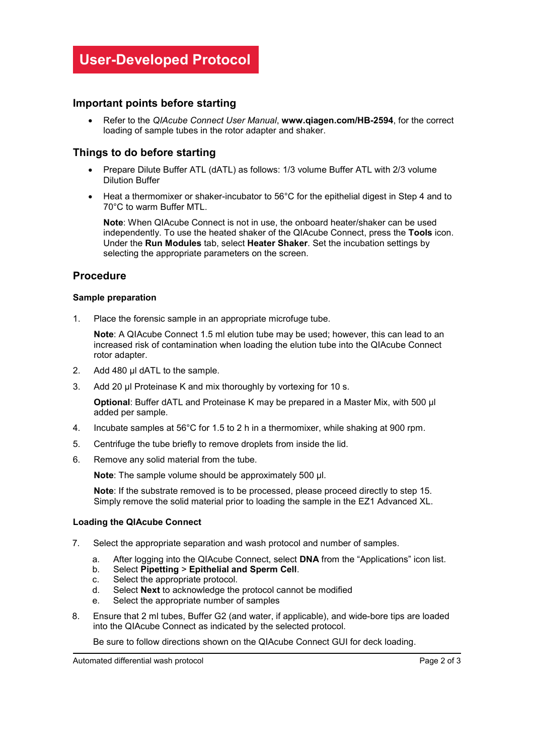# User-Developed Protocol

## Important points before starting

- Refer to the *QIAcube Connect User Manual*, **www.qiagen.com/HB-2594**, for the correct loading of sample tubes in the rotor adapter and shaker.

## Things to do before starting

- Prepare Dilute Buffer ATL (dATL) as follows: 1/3 volume Buffer ATL with 2/3 volume Dilution Buffer
- Heat a thermomixer or shaker-incubator to 56°C for the epithelial digest in Step 4 and to 70°C to warm Buffer MTL.

  **Note**: When QIAcube Connect is not in use, the onboard heater/shaker can be used independently. To use the heated shaker of the QIAcube Connect, press the **Tools** icon. Under the **Run Modules** tab, select **Heater Shaker**. Set the incubation settings by selecting the appropriate parameters on the screen.

## Procedure

### Sample preparation

1. Place the forensic sample in an appropriate microfuge tube.

   **Note**: A QIAcube Connect 1.5 ml elution tube may be used; however, this can lead to an increased risk of contamination when loading the elution tube into the QIAcube Connect rotor adapter.

2. Add 480 µl dATL to the sample.
3. Add 20 µl Proteinase K and mix thoroughly by vortexing for 10 s.

   **Optional**: Buffer dATL and Proteinase K may be prepared in a Master Mix, with 500 µl added per sample.

4. Incubate samples at 56°C for 1.5 to 2 h in a thermomixer, while shaking at 900 rpm.
5. Centrifuge the tube briefly to remove droplets from inside the lid.
6. Remove any solid material from the tube.

   **Note**: The sample volume should be approximately 500 µl.

   **Note**: If the substrate removed is to be processed, please proceed directly to step 15. Simply remove the solid material prior to loading the sample in the EZ1 Advanced XL.

### Loading the QIAcube Connect

7. Select the appropriate separation and wash protocol and number of samples.
   a. After logging into the QIAcube Connect, select **DNA** from the “Applications” icon list.
   b. Select **Pipetting** > **Epithelial and Sperm Cell**.
   c. Select the appropriate protocol.
   d. Select **Next** to acknowledge the protocol cannot be modified
   e. Select the appropriate number of samples
8. Ensure that 2 ml tubes, Buffer G2 (and water, if applicable), and wide-bore tips are loaded into the QIAcube Connect as indicated by the selected protocol.

   Be sure to follow directions shown on the QIAcube Connect GUI for deck loading.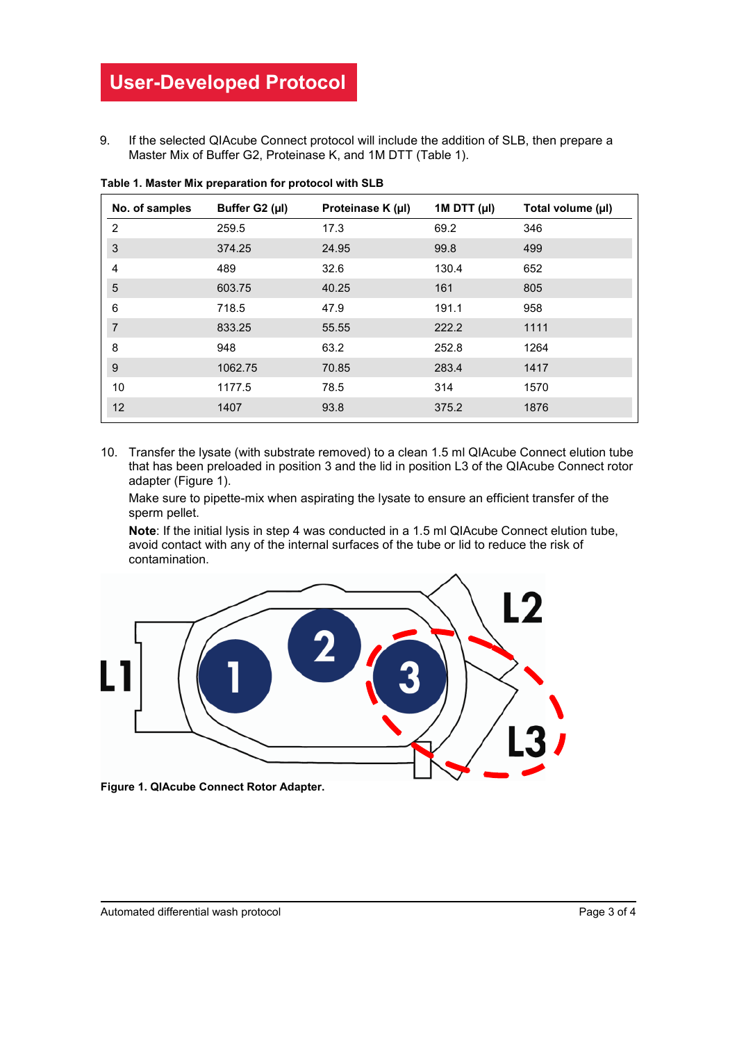# User-Developed Protocol

9. If the selected QIAcube Connect protocol will include the addition of SLB, then prepare a Master Mix of Buffer G2, Proteinase K, and 1M DTT (Table 1).

**Table 1. Master Mix preparation for protocol with SLB**

| No. of samples | Buffer G2 (µl) | Proteinase K (µl) | 1M DTT (µl) | Total volume (µl) |
|---|---|---|---|---|
| 2 | 259.5 | 17.3 | 69.2 | 346 |
| 3 | 374.25 | 24.95 | 99.8 | 499 |
| 4 | 489 | 32.6 | 130.4 | 652 |
| 5 | 603.75 | 40.25 | 161 | 805 |
| 6 | 718.5 | 47.9 | 191.1 | 958 |
| 7 | 833.25 | 55.55 | 222.2 | 1111 |
| 8 | 948 | 63.2 | 252.8 | 1264 |
| 9 | 1062.75 | 70.85 | 283.4 | 1417 |
| 10 | 1177.5 | 78.5 | 314 | 1570 |
| 12 | 1407 | 93.8 | 375.2 | 1876 |

10. Transfer the lysate (with substrate removed) to a clean 1.5 ml QIAcube Connect elution tube that has been preloaded in position 3 and the lid in position L3 of the QIAcube Connect rotor adapter (Figure 1).

    Make sure to pipette-mix when aspirating the lysate to ensure an efficient transfer of the sperm pellet.

    **Note**: If the initial lysis in step 4 was conducted in a 1.5 ml QIAcube Connect elution tube, avoid contact with any of the internal surfaces of the tube or lid to reduce the risk of contamination.

L1
1
2
3
L2
L3

**Figure 1. QIAcube Connect Rotor Adapter.**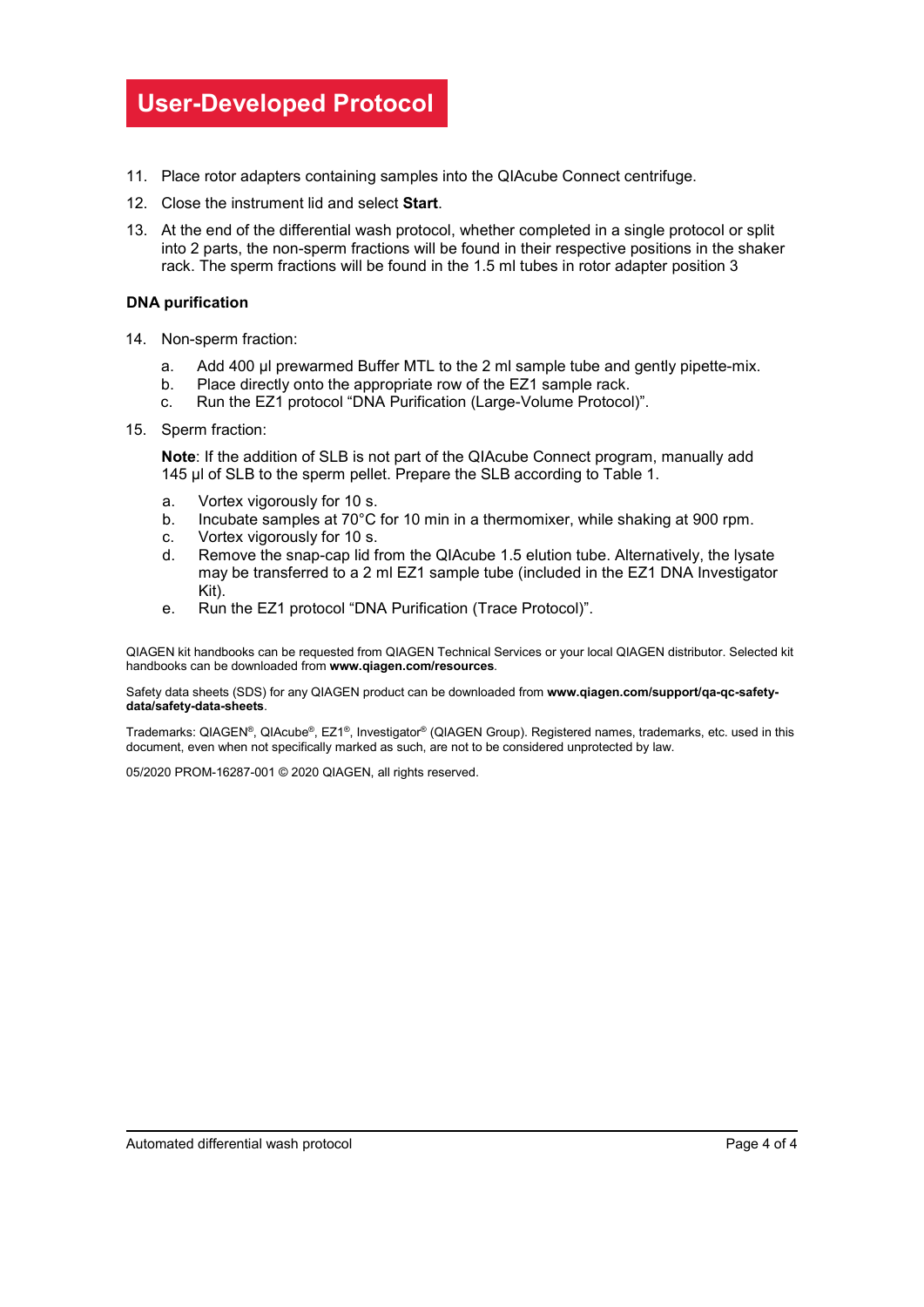# User-Developed Protocol

11. Place rotor adapters containing samples into the QIAcube Connect centrifuge.
12. Close the instrument lid and select **Start**.
13. At the end of the differential wash protocol, whether completed in a single protocol or split into 2 parts, the non-sperm fractions will be found in their respective positions in the shaker rack. The sperm fractions will be found in the 1.5 ml tubes in rotor adapter position 3

**DNA purification**

14. Non-sperm fraction:
    a. Add 400 µl prewarmed Buffer MTL to the 2 ml sample tube and gently pipette-mix.
    b. Place directly onto the appropriate row of the EZ1 sample rack.
    c. Run the EZ1 protocol "DNA Purification (Large-Volume Protocol)".
15. Sperm fraction:

    **Note**: If the addition of SLB is not part of the QIAcube Connect program, manually add 145 µl of SLB to the sperm pellet. Prepare the SLB according to Table 1.

    a. Vortex vigorously for 10 s.
    b. Incubate samples at 70°C for 10 min in a thermomixer, while shaking at 900 rpm.
    c. Vortex vigorously for 10 s.
    d. Remove the snap-cap lid from the QIAcube 1.5 elution tube. Alternatively, the lysate may be transferred to a 2 ml EZ1 sample tube (included in the EZ1 DNA Investigator Kit).
    e. Run the EZ1 protocol "DNA Purification (Trace Protocol)".

QIAGEN kit handbooks can be requested from QIAGEN Technical Services or your local QIAGEN distributor. Selected kit handbooks can be downloaded from **www.qiagen.com/resources**.

Safety data sheets (SDS) for any QIAGEN product can be downloaded from **www.qiagen.com/support/qa-qc-safety-data/safety-data-sheets**.

Trademarks: QIAGEN®, QIAcube®, EZ1®, Investigator® (QIAGEN Group). Registered names, trademarks, etc. used in this document, even when not specifically marked as such, are not to be considered unprotected by law.

05/2020 PROM-16287-001 © 2020 QIAGEN, all rights reserved.